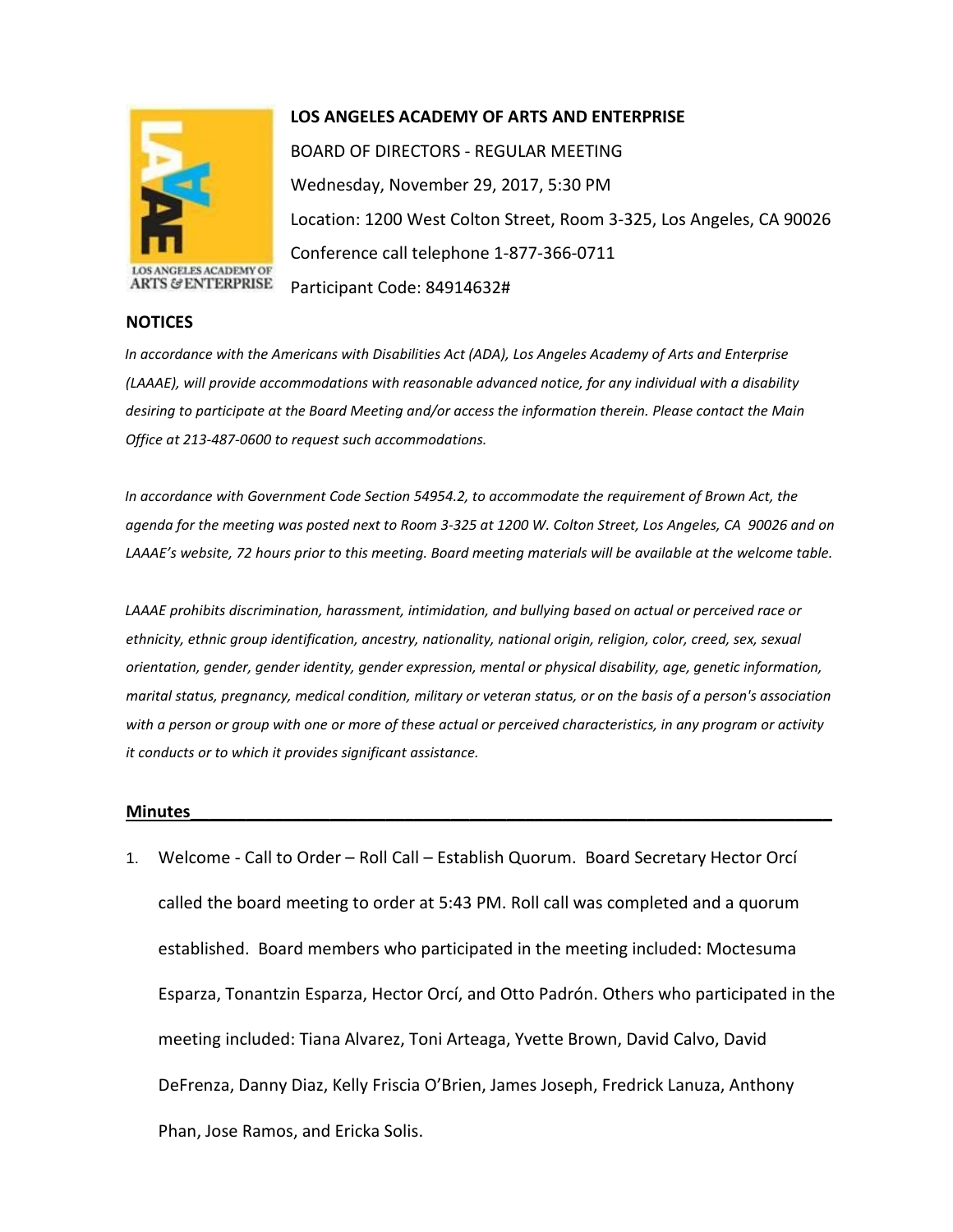# LOS ANGELES ACADEMY OF ARTS AND ENTERPRISE

BOARD OF DIRECTORS - REGULAR MEETING

Wednesday, November 29, 2017, 5:30 PM

Location: 1200 West Colton Street, Room 3-325, Los Angeles, CA 90026

Conference call telephone 1-877-366-0711

Participant Code: 84914632#

## NOTICES

*In accordance with the Americans with Disabilities Act (ADA), Los Angeles Academy of Arts and Enterprise (LAAAE), will provide accommodations with reasonable advanced notice, for any individual with a disability desiring to participate at the Board Meeting and/or access the information therein. Please contact the Main Office at 213-487-0600 to request such accommodations.*

*In accordance with Government Code Section 54954.2, to accommodate the requirement of Brown Act, the agenda for the meeting was posted next to Room 3-325 at 1200 W. Colton Street, Los Angeles, CA 90026 and on LAAAE's website, 72 hours prior to this meeting. Board meeting materials will be available at the welcome table.*

*LAAAE prohibits discrimination, harassment, intimidation, and bullying based on actual or perceived race or ethnicity, ethnic group identification, ancestry, nationality, national origin, religion, color, creed, sex, sexual orientation, gender, gender identity, gender expression, mental or physical disability, age, genetic information, marital status, pregnancy, medical condition, military or veteran status, or on the basis of a person's association with a person or group with one or more of these actual or perceived characteristics, in any program or activity it conducts or to which it provides significant assistance.*

## Minutes

1. Welcome - Call to Order – Roll Call – Establish Quorum. Board Secretary Hector Orcí called the board meeting to order at 5:43 PM. Roll call was completed and a quorum established. Board members who participated in the meeting included: Moctesuma Esparza, Tonantzin Esparza, Hector Orcí, and Otto Padrón. Others who participated in the meeting included: Tiana Alvarez, Toni Arteaga, Yvette Brown, David Calvo, David DeFrenza, Danny Diaz, Kelly Friscia O'Brien, James Joseph, Fredrick Lanuza, Anthony Phan, Jose Ramos, and Ericka Solis.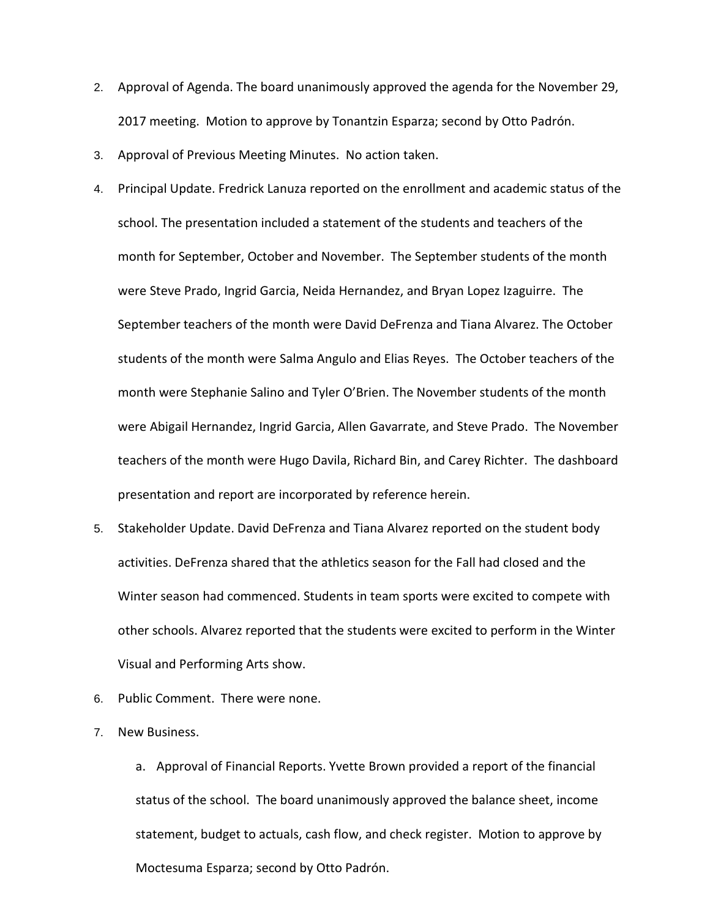2. Approval of Agenda. The board unanimously approved the agenda for the November 29, 2017 meeting. Motion to approve by Tonantzin Esparza; second by Otto Padrón.
3. Approval of Previous Meeting Minutes. No action taken.
4. Principal Update. Fredrick Lanuza reported on the enrollment and academic status of the school. The presentation included a statement of the students and teachers of the month for September, October and November. The September students of the month were Steve Prado, Ingrid Garcia, Neida Hernandez, and Bryan Lopez Izaguirre. The September teachers of the month were David DeFrenza and Tiana Alvarez. The October students of the month were Salma Angulo and Elias Reyes. The October teachers of the month were Stephanie Salino and Tyler O'Brien. The November students of the month were Abigail Hernandez, Ingrid Garcia, Allen Gavarrate, and Steve Prado. The November teachers of the month were Hugo Davila, Richard Bin, and Carey Richter. The dashboard presentation and report are incorporated by reference herein.
5. Stakeholder Update. David DeFrenza and Tiana Alvarez reported on the student body activities. DeFrenza shared that the athletics season for the Fall had closed and the Winter season had commenced. Students in team sports were excited to compete with other schools. Alvarez reported that the students were excited to perform in the Winter Visual and Performing Arts show.
6. Public Comment. There were none.
7. New Business.

   a. Approval of Financial Reports. Yvette Brown provided a report of the financial status of the school. The board unanimously approved the balance sheet, income statement, budget to actuals, cash flow, and check register. Motion to approve by Moctesuma Esparza; second by Otto Padrón.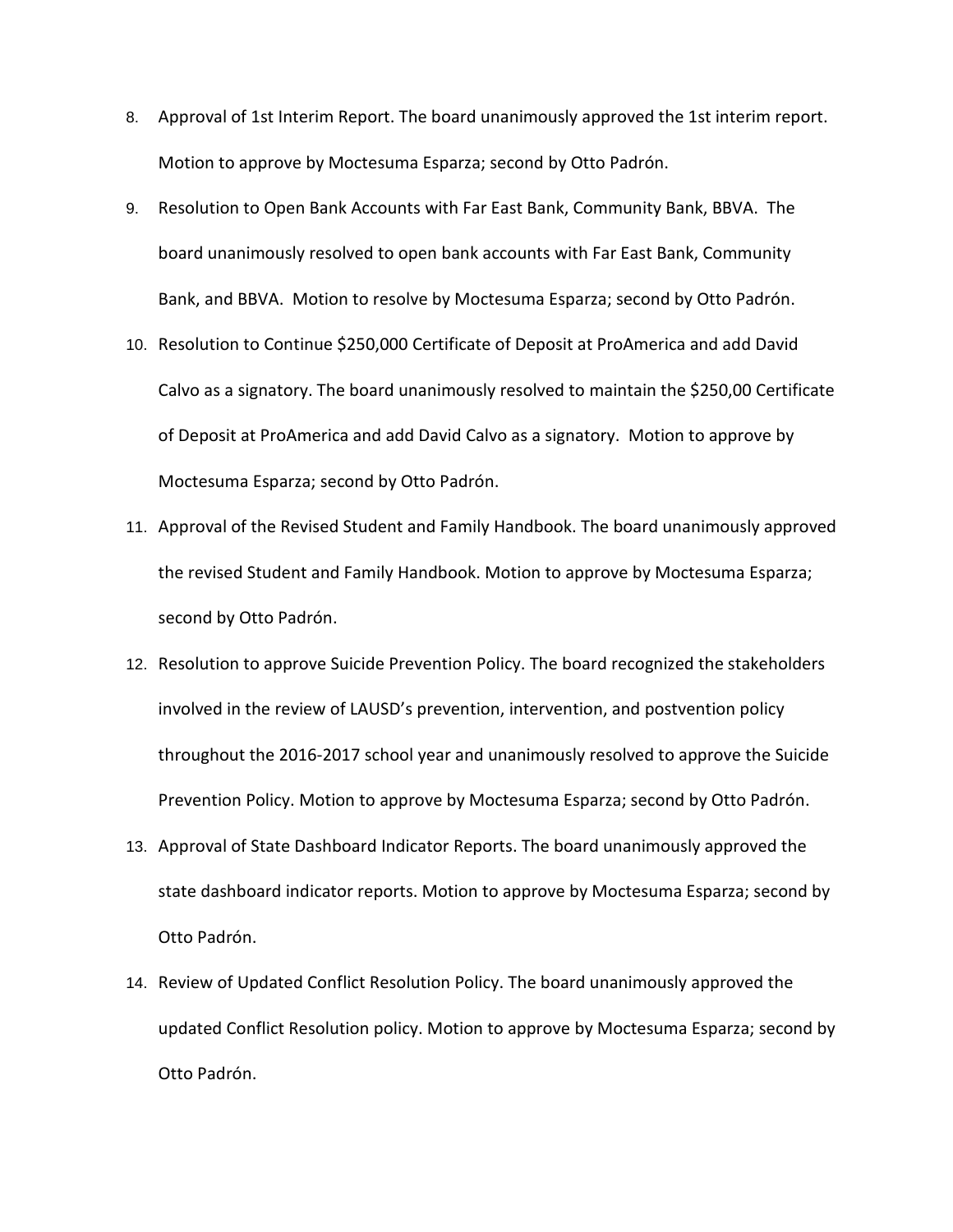8. Approval of 1st Interim Report. The board unanimously approved the 1st interim report. Motion to approve by Moctesuma Esparza; second by Otto Padrón.
9. Resolution to Open Bank Accounts with Far East Bank, Community Bank, BBVA. The board unanimously resolved to open bank accounts with Far East Bank, Community Bank, and BBVA. Motion to resolve by Moctesuma Esparza; second by Otto Padrón.
10. Resolution to Continue $250,000 Certificate of Deposit at ProAmerica and add David Calvo as a signatory. The board unanimously resolved to maintain the $250,00 Certificate of Deposit at ProAmerica and add David Calvo as a signatory. Motion to approve by Moctesuma Esparza; second by Otto Padrón.
11. Approval of the Revised Student and Family Handbook. The board unanimously approved the revised Student and Family Handbook. Motion to approve by Moctesuma Esparza; second by Otto Padrón.
12. Resolution to approve Suicide Prevention Policy. The board recognized the stakeholders involved in the review of LAUSD's prevention, intervention, and postvention policy throughout the 2016-2017 school year and unanimously resolved to approve the Suicide Prevention Policy. Motion to approve by Moctesuma Esparza; second by Otto Padrón.
13. Approval of State Dashboard Indicator Reports. The board unanimously approved the state dashboard indicator reports. Motion to approve by Moctesuma Esparza; second by Otto Padrón.
14. Review of Updated Conflict Resolution Policy. The board unanimously approved the updated Conflict Resolution policy. Motion to approve by Moctesuma Esparza; second by Otto Padrón.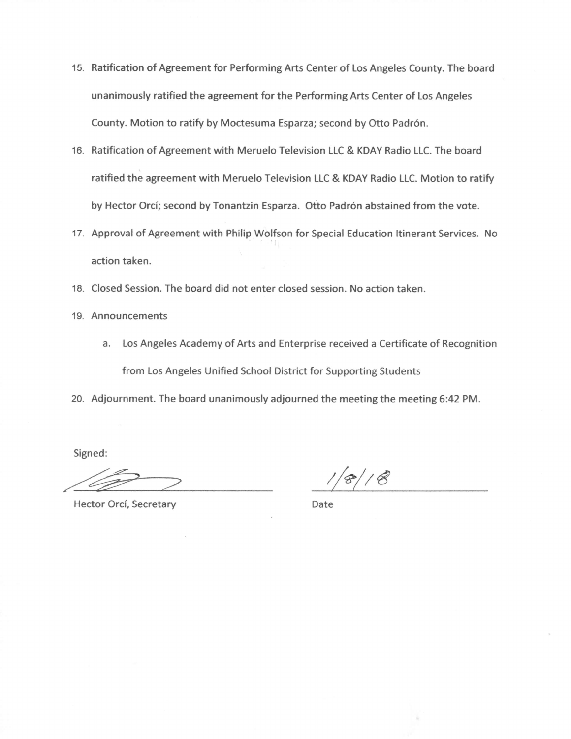15. Ratification of Agreement for Performing Arts Center of Los Angeles County. The board unanimously ratified the agreement for the Performing Arts Center of Los Angeles County. Motion to ratify by Moctesuma Esparza; second by Otto Padrón.
16. Ratification of Agreement with Meruelo Television LLC & KDAY Radio LLC. The board ratified the agreement with Meruelo Television LLC & KDAY Radio LLC. Motion to ratify by Hector Orcí; second by Tonantzin Esparza. Otto Padrón abstained from the vote.
17. Approval of Agreement with Philip Wolfson for Special Education Itinerant Services. No action taken.
18. Closed Session. The board did not enter closed session. No action taken.
19. Announcements
    a. Los Angeles Academy of Arts and Enterprise received a Certificate of Recognition from Los Angeles Unified School District for Supporting Students
20. Adjournment. The board unanimously adjourned the meeting the meeting 6:42 PM.

Signed:

Hector Orcí, Secretary

1/8/18

Date